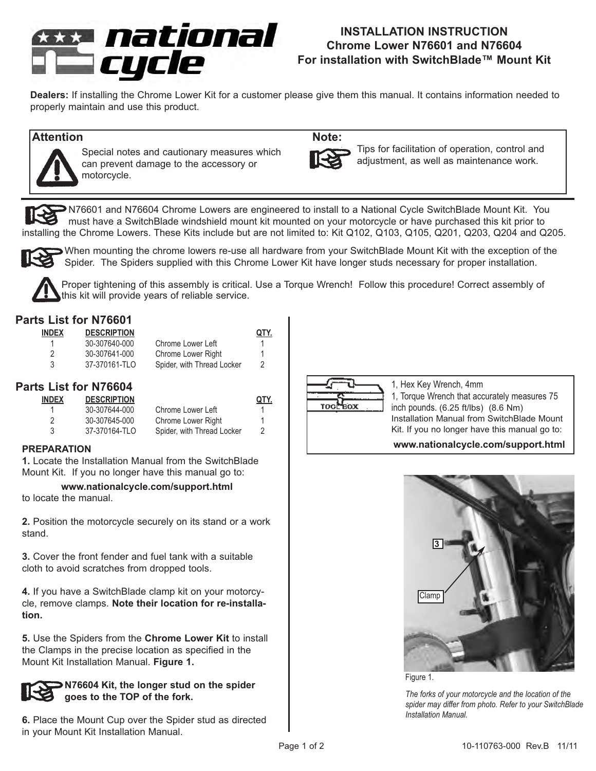# INSTALLATION INSTRUCTION
## Chrome Lower N76601 and N76604
## For installation with SwitchBlade™ Mount Kit

**Dealers:** If installing the Chrome Lower Kit for a customer please give them this manual. It contains information needed to properly maintain and use this product.

**Attention**

Special notes and cautionary measures which can prevent damage to the accessory or motorcycle.

**Note:**

Tips for facilitation of operation, control and adjustment, as well as maintenance work.

N76601 and N76604 Chrome Lowers are engineered to install to a National Cycle SwitchBlade Mount Kit. You must have a SwitchBlade windshield mount kit mounted on your motorcycle or have purchased this kit prior to installing the Chrome Lowers. These Kits include but are not limited to: Kit Q102, Q103, Q105, Q201, Q203, Q204 and Q205.

When mounting the chrome lowers re-use all hardware from your SwitchBlade Mount Kit with the exception of the Spider. The Spiders supplied with this Chrome Lower Kit have longer studs necessary for proper installation.

Proper tightening of this assembly is critical. Use a Torque Wrench! Follow this procedure! Correct assembly of this kit will provide years of reliable service.

### Parts List for N76601

| INDEX | DESCRIPTION | | QTY. |
|---|---|---|---|
| 1 | 30-307640-000 | Chrome Lower Left | 1 |
| 2 | 30-307641-000 | Chrome Lower Right | 1 |
| 3 | 37-370161-TLO | Spider, with Thread Locker | 2 |

### Parts List for N76604

| INDEX | DESCRIPTION | | QTY. |
|---|---|---|---|
| 1 | 30-307644-000 | Chrome Lower Left | 1 |
| 2 | 30-307645-000 | Chrome Lower Right | 1 |
| 3 | 37-370164-TLO | Spider, with Thread Locker | 2 |

**TOOL BOX**

1, Hex Key Wrench, 4mm
1, Torque Wrench that accurately measures 75 inch pounds. (6.25 ft/lbs) (8.6 Nm)
Installation Manual from SwitchBlade Mount Kit. If you no longer have this manual go to:

**www.nationalcycle.com/support.html**

### PREPARATION

**1.** Locate the Installation Manual from the SwitchBlade Mount Kit. If you no longer have this manual go to:

**www.nationalcycle.com/support.html**

to locate the manual.

**2.** Position the motorcycle securely on its stand or a work stand.

**3.** Cover the front fender and fuel tank with a suitable cloth to avoid scratches from dropped tools.

**4.** If you have a SwitchBlade clamp kit on your motorcycle, remove clamps. **Note their location for re-installation.**

**5.** Use the Spiders from the **Chrome Lower Kit** to install the Clamps in the precise location as specified in the Mount Kit Installation Manual. **Figure 1.**

**N76604 Kit, the longer stud on the spider goes to the TOP of the fork.**

**6.** Place the Mount Cup over the Spider stud as directed in your Mount Kit Installation Manual.

3

Clamp

Figure 1.

*The forks of your motorcycle and the location of the spider may differ from photo. Refer to your SwitchBlade Installation Manual.*

10-110763-000 Rev.B 11/11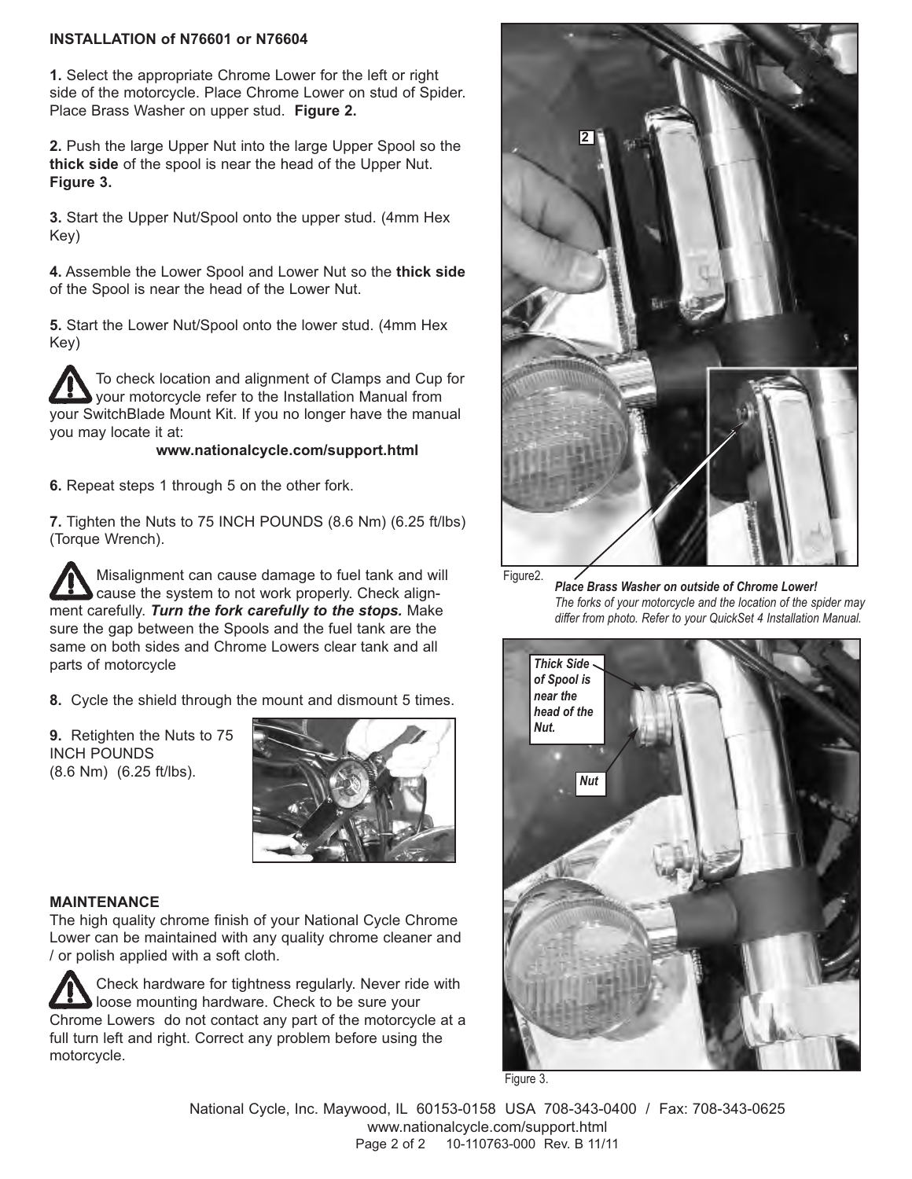**INSTALLATION of N76601 or N76604**

**1.** Select the appropriate Chrome Lower for the left or right side of the motorcycle. Place Chrome Lower on stud of Spider. Place Brass Washer on upper stud. **Figure 2.**

**2.** Push the large Upper Nut into the large Upper Spool so the **thick side** of the spool is near the head of the Upper Nut. **Figure 3.**

**3.** Start the Upper Nut/Spool onto the upper stud. (4mm Hex Key)

**4.** Assemble the Lower Spool and Lower Nut so the **thick side** of the Spool is near the head of the Lower Nut.

**5.** Start the Lower Nut/Spool onto the lower stud. (4mm Hex Key)

⚠ To check location and alignment of Clamps and Cup for your motorcycle refer to the Installation Manual from your SwitchBlade Mount Kit. If you no longer have the manual you may locate it at:

**www.nationalcycle.com/support.html**

**6.** Repeat steps 1 through 5 on the other fork.

**7.** Tighten the Nuts to 75 INCH POUNDS (8.6 Nm) (6.25 ft/lbs) (Torque Wrench).

⚠ Misalignment can cause damage to fuel tank and will cause the system to not work properly. Check alignment carefully. ***Turn the fork carefully to the stops.*** Make sure the gap between the Spools and the fuel tank are the same on both sides and Chrome Lowers clear tank and all parts of motorcycle

**8.** Cycle the shield through the mount and dismount 5 times.

**9.** Retighten the Nuts to 75 INCH POUNDS (8.6 Nm) (6.25 ft/lbs).

2

Figure2. ***Place Brass Washer on outside of Chrome Lower!***
*The forks of your motorcycle and the location of the spider may differ from photo. Refer to your QuickSet 4 Installation Manual.*

*Thick Side of Spool is near the head of the Nut.*

*Nut*

Figure 3.

**MAINTENANCE**

The high quality chrome finish of your National Cycle Chrome Lower can be maintained with any quality chrome cleaner and / or polish applied with a soft cloth.

⚠ Check hardware for tightness regularly. Never ride with loose mounting hardware. Check to be sure your Chrome Lowers do not contact any part of the motorcycle at a full turn left and right. Correct any problem before using the motorcycle.

National Cycle, Inc. Maywood, IL 60153-0158 USA 708-343-0400 / Fax: 708-343-0625
www.nationalcycle.com/support.html
10-110763-000 Rev. B 11/11